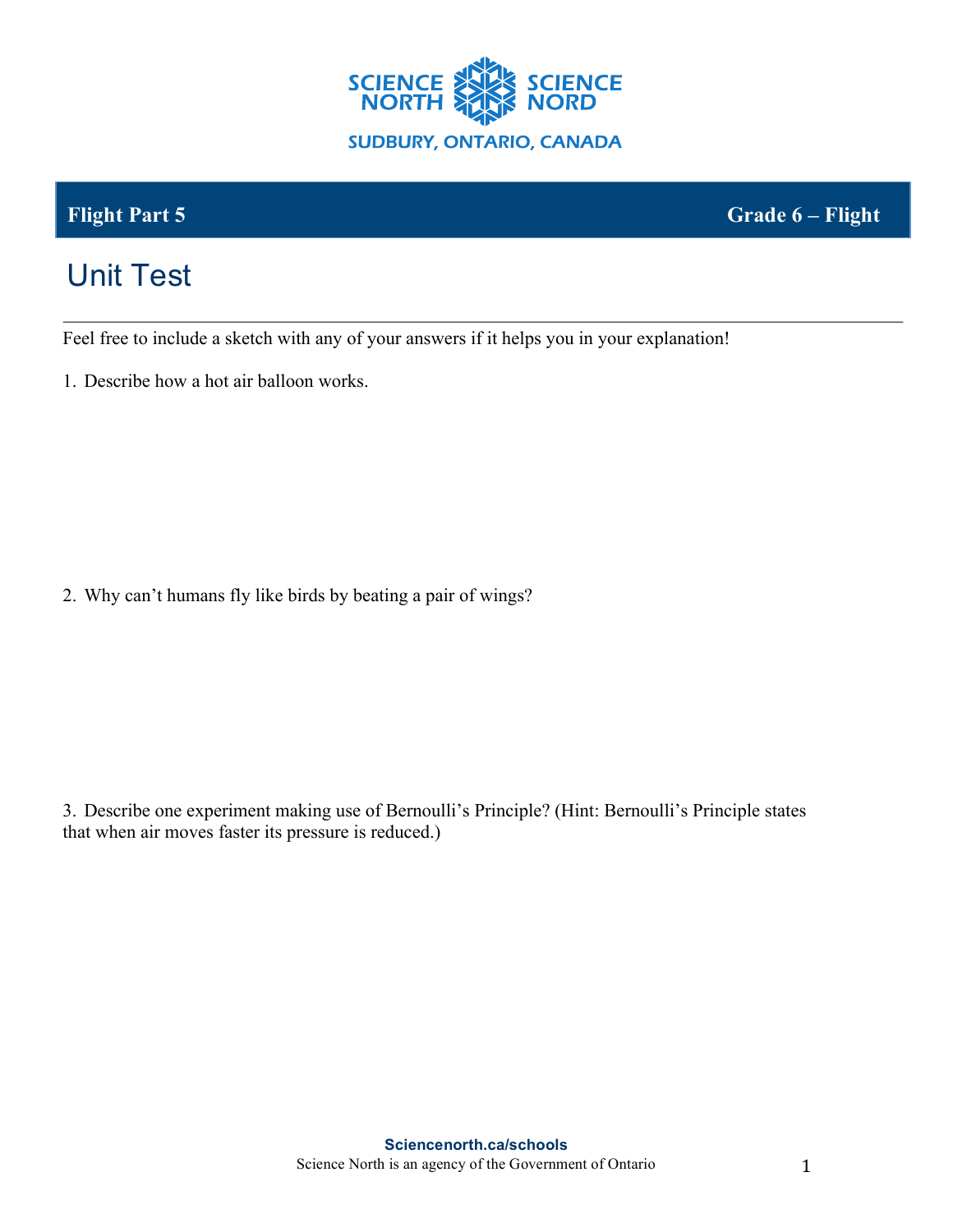**Flight Part 5** **Grade 6 – Flight**

# Unit Test

Feel free to include a sketch with any of your answers if it helps you in your explanation!

1. Describe how a hot air balloon works.

2. Why can't humans fly like birds by beating a pair of wings?

3. Describe one experiment making use of Bernoulli's Principle? (Hint: Bernoulli's Principle states that when air moves faster its pressure is reduced.)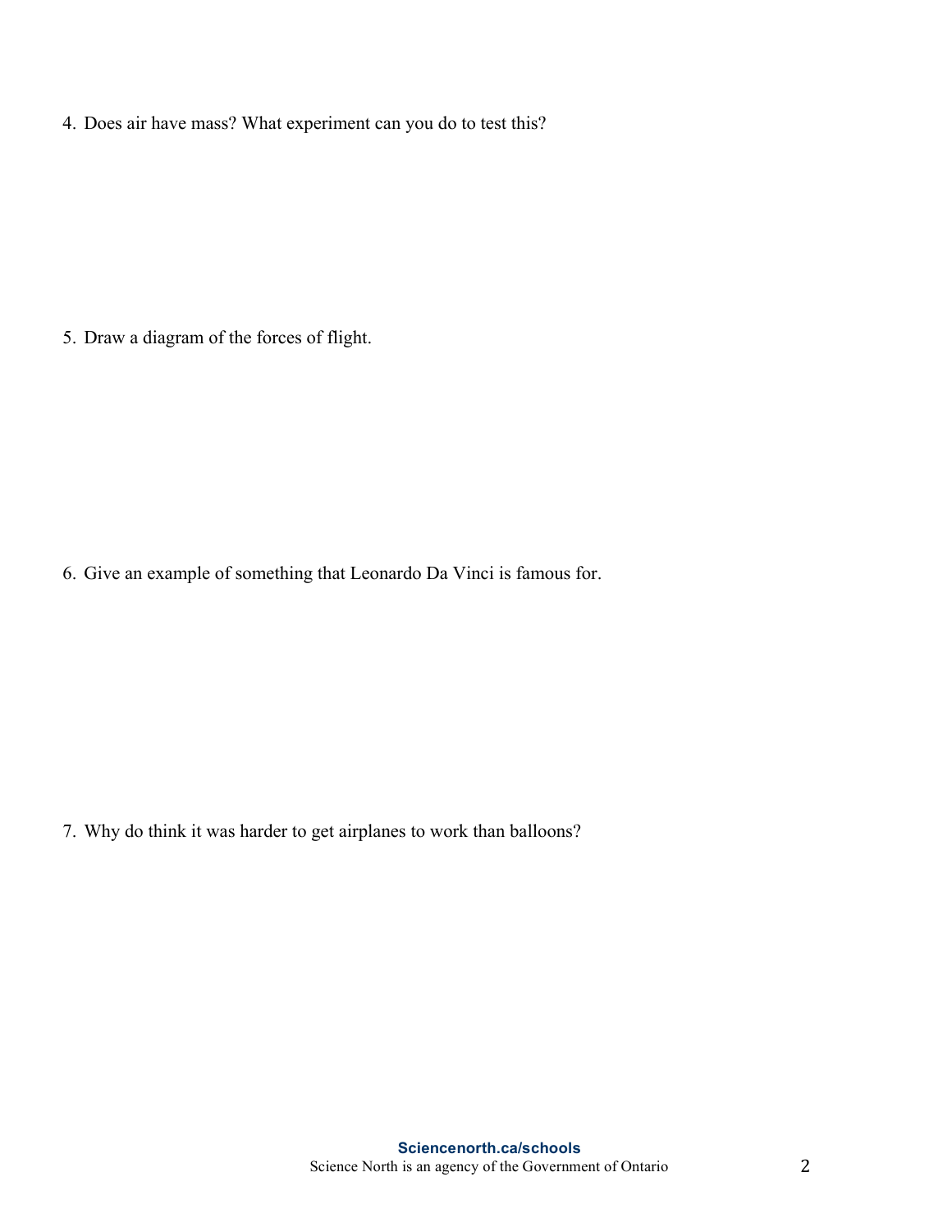4. Does air have mass? What experiment can you do to test this?

5. Draw a diagram of the forces of flight.

6. Give an example of something that Leonardo Da Vinci is famous for.

7. Why do think it was harder to get airplanes to work than balloons?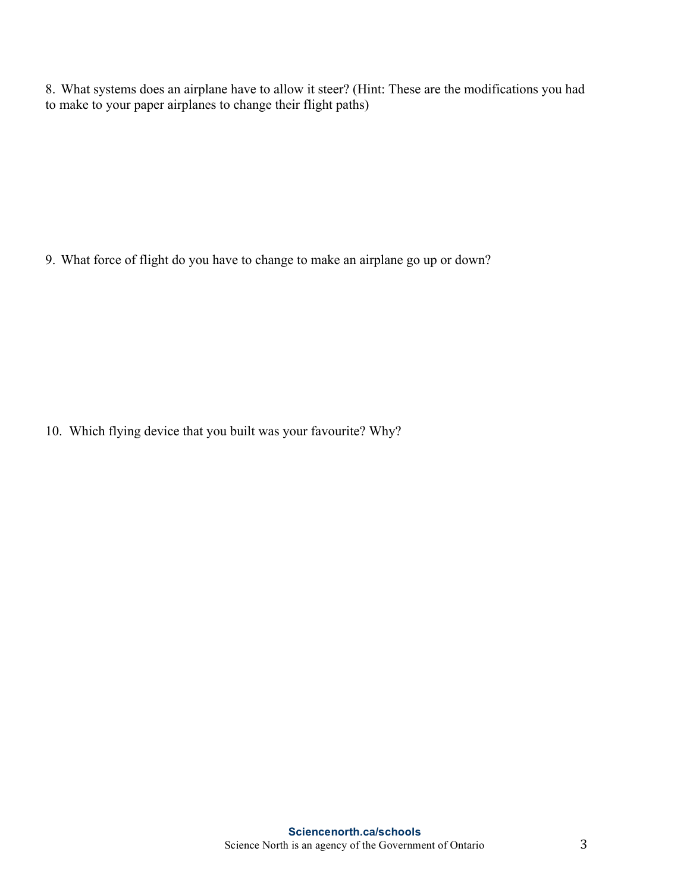8. What systems does an airplane have to allow it steer? (Hint: These are the modifications you had to make to your paper airplanes to change their flight paths)

9. What force of flight do you have to change to make an airplane go up or down?

10. Which flying device that you built was your favourite? Why?